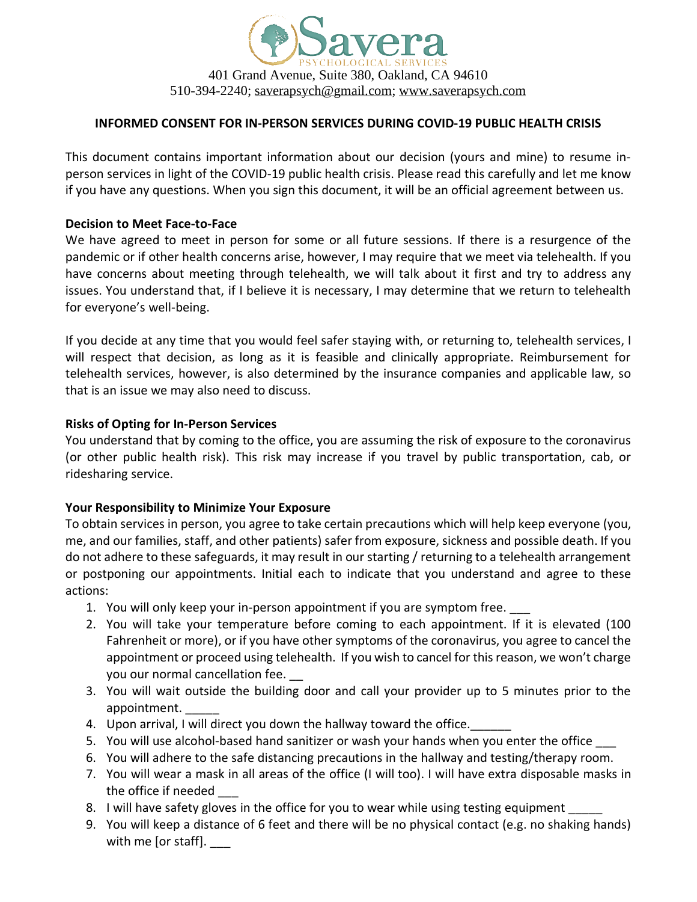# Savera
PSYCHOLOGICAL SERVICES

401 Grand Avenue, Suite 380, Oakland, CA 94610
510-394-2240; saverapsych@gmail.com; www.saverapsych.com

## INFORMED CONSENT FOR IN-PERSON SERVICES DURING COVID-19 PUBLIC HEALTH CRISIS

This document contains important information about our decision (yours and mine) to resume in-person services in light of the COVID-19 public health crisis. Please read this carefully and let me know if you have any questions. When you sign this document, it will be an official agreement between us.

**Decision to Meet Face-to-Face**

We have agreed to meet in person for some or all future sessions. If there is a resurgence of the pandemic or if other health concerns arise, however, I may require that we meet via telehealth. If you have concerns about meeting through telehealth, we will talk about it first and try to address any issues. You understand that, if I believe it is necessary, I may determine that we return to telehealth for everyone's well-being.

If you decide at any time that you would feel safer staying with, or returning to, telehealth services, I will respect that decision, as long as it is feasible and clinically appropriate. Reimbursement for telehealth services, however, is also determined by the insurance companies and applicable law, so that is an issue we may also need to discuss.

**Risks of Opting for In-Person Services**

You understand that by coming to the office, you are assuming the risk of exposure to the coronavirus (or other public health risk). This risk may increase if you travel by public transportation, cab, or ridesharing service.

**Your Responsibility to Minimize Your Exposure**

To obtain services in person, you agree to take certain precautions which will help keep everyone (you, me, and our families, staff, and other patients) safer from exposure, sickness and possible death. If you do not adhere to these safeguards, it may result in our starting / returning to a telehealth arrangement or postponing our appointments. Initial each to indicate that you understand and agree to these actions:

1. You will only keep your in-person appointment if you are symptom free. ___
2. You will take your temperature before coming to each appointment. If it is elevated (100 Fahrenheit or more), or if you have other symptoms of the coronavirus, you agree to cancel the appointment or proceed using telehealth. If you wish to cancel for this reason, we won't charge you our normal cancellation fee. __
3. You will wait outside the building door and call your provider up to 5 minutes prior to the appointment. _____
4. Upon arrival, I will direct you down the hallway toward the office.______
5. You will use alcohol-based hand sanitizer or wash your hands when you enter the office ___
6. You will adhere to the safe distancing precautions in the hallway and testing/therapy room.
7. You will wear a mask in all areas of the office (I will too). I will have extra disposable masks in the office if needed ___
8. I will have safety gloves in the office for you to wear while using testing equipment _____
9. You will keep a distance of 6 feet and there will be no physical contact (e.g. no shaking hands) with me [or staff]. ___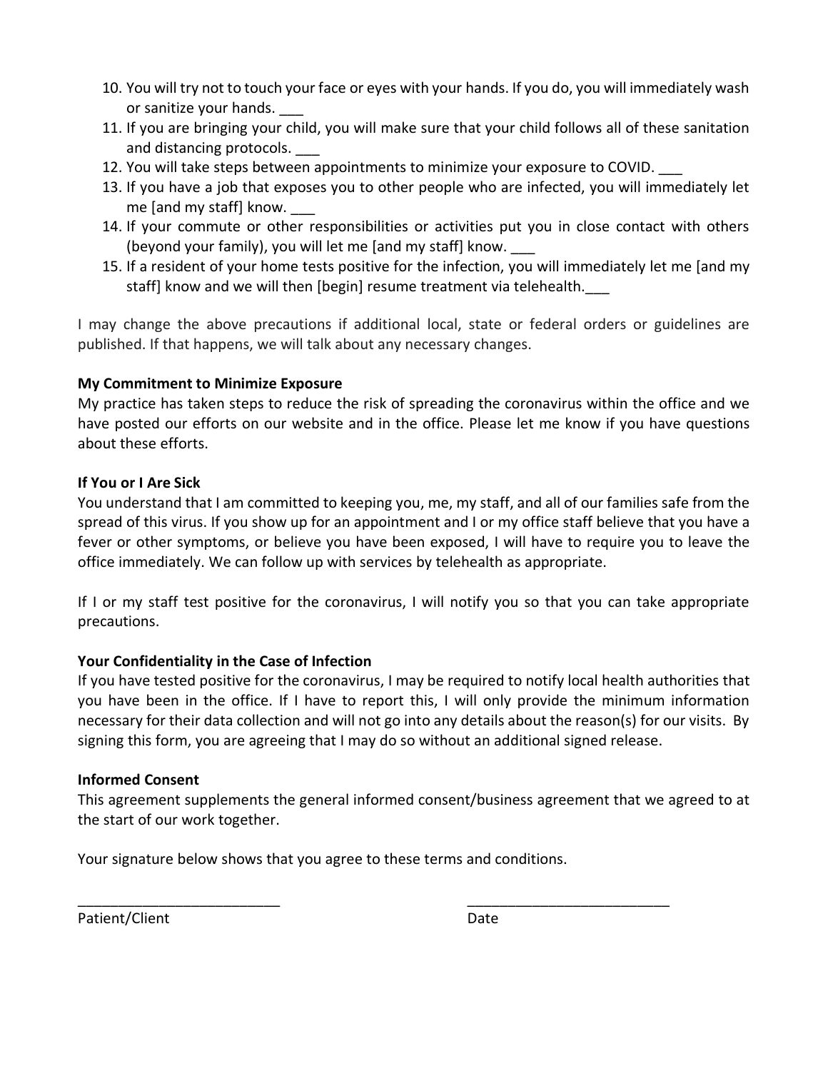10. You will try not to touch your face or eyes with your hands. If you do, you will immediately wash or sanitize your hands. ___
11. If you are bringing your child, you will make sure that your child follows all of these sanitation and distancing protocols. ___
12. You will take steps between appointments to minimize your exposure to COVID. ___
13. If you have a job that exposes you to other people who are infected, you will immediately let me [and my staff] know. ___
14. If your commute or other responsibilities or activities put you in close contact with others (beyond your family), you will let me [and my staff] know. ___
15. If a resident of your home tests positive for the infection, you will immediately let me [and my staff] know and we will then [begin] resume treatment via telehealth.___

I may change the above precautions if additional local, state or federal orders or guidelines are published. If that happens, we will talk about any necessary changes.

**My Commitment to Minimize Exposure**

My practice has taken steps to reduce the risk of spreading the coronavirus within the office and we have posted our efforts on our website and in the office. Please let me know if you have questions about these efforts.

**If You or I Are Sick**

You understand that I am committed to keeping you, me, my staff, and all of our families safe from the spread of this virus. If you show up for an appointment and I or my office staff believe that you have a fever or other symptoms, or believe you have been exposed, I will have to require you to leave the office immediately. We can follow up with services by telehealth as appropriate.

If I or my staff test positive for the coronavirus, I will notify you so that you can take appropriate precautions.

**Your Confidentiality in the Case of Infection**

If you have tested positive for the coronavirus, I may be required to notify local health authorities that you have been in the office. If I have to report this, I will only provide the minimum information necessary for their data collection and will not go into any details about the reason(s) for our visits. By signing this form, you are agreeing that I may do so without an additional signed release.

**Informed Consent**

This agreement supplements the general informed consent/business agreement that we agreed to at the start of our work together.

Your signature below shows that you agree to these terms and conditions.

_________________________ _________________________

Patient/Client Date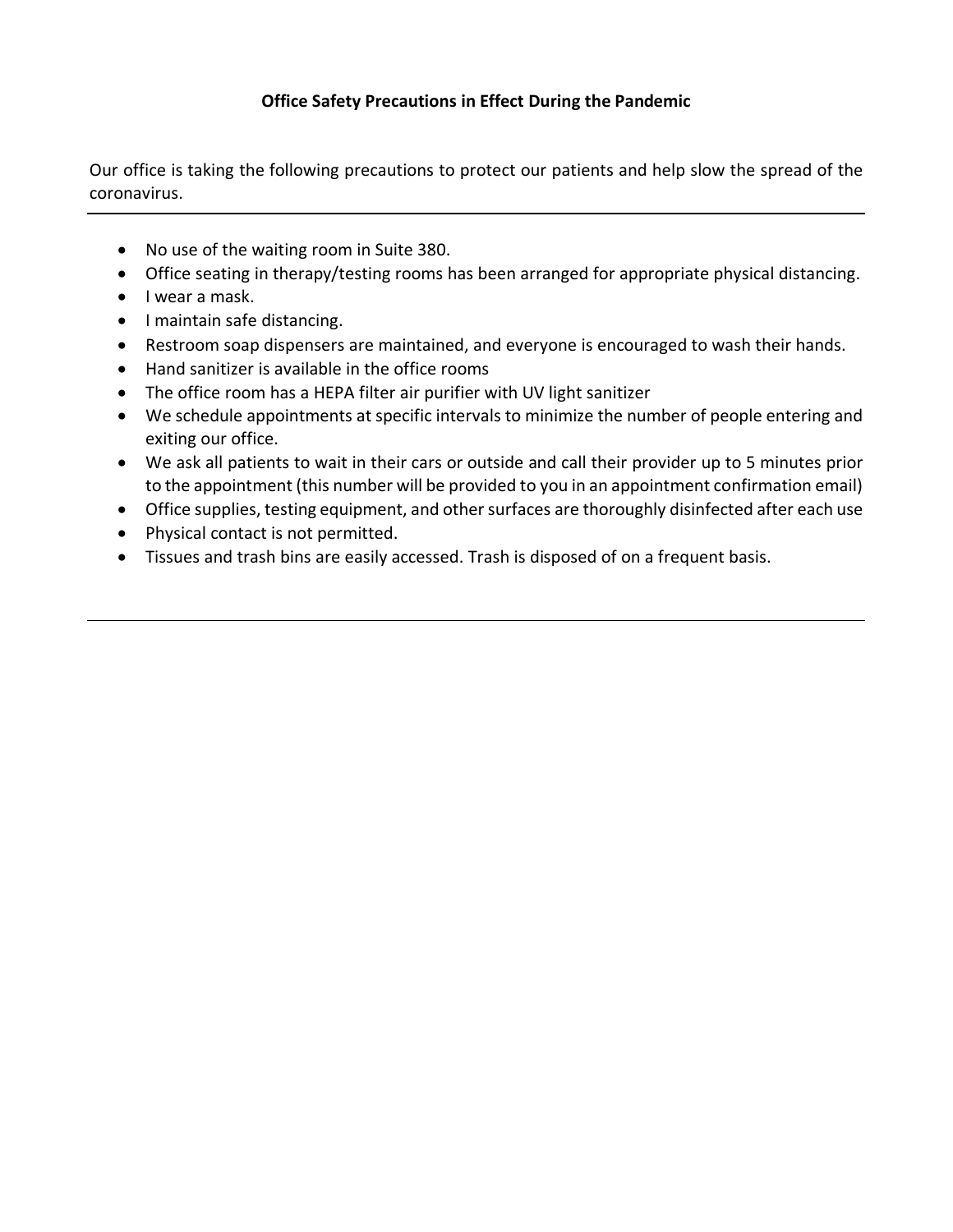**Office Safety Precautions in Effect During the Pandemic**

Our office is taking the following precautions to protect our patients and help slow the spread of the coronavirus.

---

- No use of the waiting room in Suite 380.
- Office seating in therapy/testing rooms has been arranged for appropriate physical distancing.
- I wear a mask.
- I maintain safe distancing.
- Restroom soap dispensers are maintained, and everyone is encouraged to wash their hands.
- Hand sanitizer is available in the office rooms
- The office room has a HEPA filter air purifier with UV light sanitizer
- We schedule appointments at specific intervals to minimize the number of people entering and exiting our office.
- We ask all patients to wait in their cars or outside and call their provider up to 5 minutes prior to the appointment (this number will be provided to you in an appointment confirmation email)
- Office supplies, testing equipment, and other surfaces are thoroughly disinfected after each use
- Physical contact is not permitted.
- Tissues and trash bins are easily accessed. Trash is disposed of on a frequent basis.

---